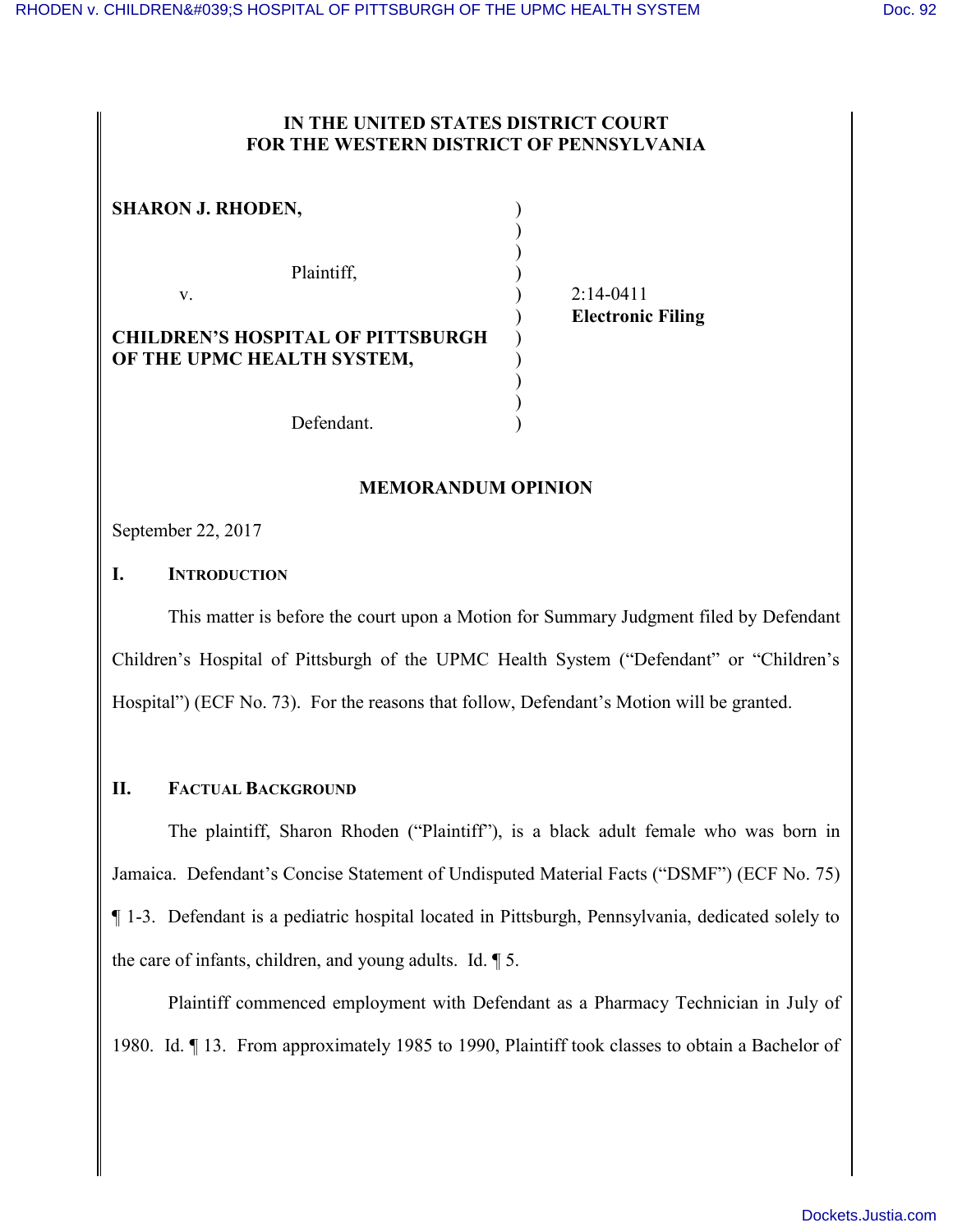**IN THE UNITED STATES DISTRICT COURT**
**FOR THE WESTERN DISTRICT OF PENNSYLVANIA**

**SHARON J. RHODEN,**

Plaintiff,

v.

**CHILDREN'S HOSPITAL OF PITTSBURGH OF THE UPMC HEALTH SYSTEM,**

Defendant.

2:14-0411
**Electronic Filing**

## MEMORANDUM OPINION

September 22, 2017

### I. INTRODUCTION

This matter is before the court upon a Motion for Summary Judgment filed by Defendant Children's Hospital of Pittsburgh of the UPMC Health System ("Defendant" or "Children's Hospital") (ECF No. 73). For the reasons that follow, Defendant's Motion will be granted.

### II. FACTUAL BACKGROUND

The plaintiff, Sharon Rhoden ("Plaintiff"), is a black adult female who was born in Jamaica. Defendant's Concise Statement of Undisputed Material Facts ("DSMF") (ECF No. 75) ¶ 1-3. Defendant is a pediatric hospital located in Pittsburgh, Pennsylvania, dedicated solely to the care of infants, children, and young adults. Id. ¶ 5.

Plaintiff commenced employment with Defendant as a Pharmacy Technician in July of 1980. Id. ¶ 13. From approximately 1985 to 1990, Plaintiff took classes to obtain a Bachelor of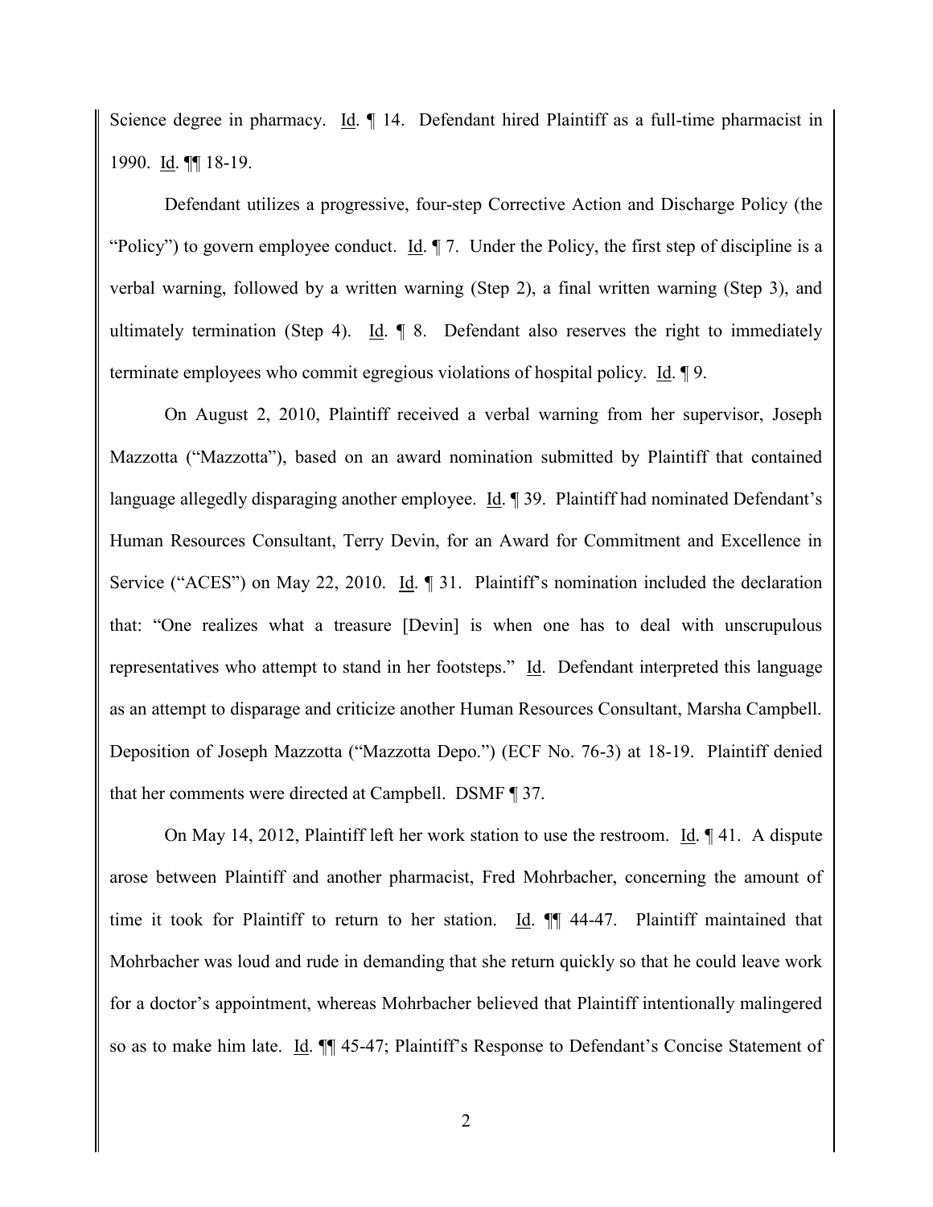Science degree in pharmacy. Id. ¶ 14. Defendant hired Plaintiff as a full-time pharmacist in 1990. Id. ¶¶ 18-19.

Defendant utilizes a progressive, four-step Corrective Action and Discharge Policy (the "Policy") to govern employee conduct. Id. ¶ 7. Under the Policy, the first step of discipline is a verbal warning, followed by a written warning (Step 2), a final written warning (Step 3), and ultimately termination (Step 4). Id. ¶ 8. Defendant also reserves the right to immediately terminate employees who commit egregious violations of hospital policy. Id. ¶ 9.

On August 2, 2010, Plaintiff received a verbal warning from her supervisor, Joseph Mazzotta ("Mazzotta"), based on an award nomination submitted by Plaintiff that contained language allegedly disparaging another employee. Id. ¶ 39. Plaintiff had nominated Defendant's Human Resources Consultant, Terry Devin, for an Award for Commitment and Excellence in Service ("ACES") on May 22, 2010. Id. ¶ 31. Plaintiff's nomination included the declaration that: "One realizes what a treasure [Devin] is when one has to deal with unscrupulous representatives who attempt to stand in her footsteps." Id. Defendant interpreted this language as an attempt to disparage and criticize another Human Resources Consultant, Marsha Campbell. Deposition of Joseph Mazzotta ("Mazzotta Depo.") (ECF No. 76-3) at 18-19. Plaintiff denied that her comments were directed at Campbell. DSMF ¶ 37.

On May 14, 2012, Plaintiff left her work station to use the restroom. Id. ¶ 41. A dispute arose between Plaintiff and another pharmacist, Fred Mohrbacher, concerning the amount of time it took for Plaintiff to return to her station. Id. ¶¶ 44-47. Plaintiff maintained that Mohrbacher was loud and rude in demanding that she return quickly so that he could leave work for a doctor's appointment, whereas Mohrbacher believed that Plaintiff intentionally malingered so as to make him late. Id. ¶¶ 45-47; Plaintiff's Response to Defendant's Concise Statement of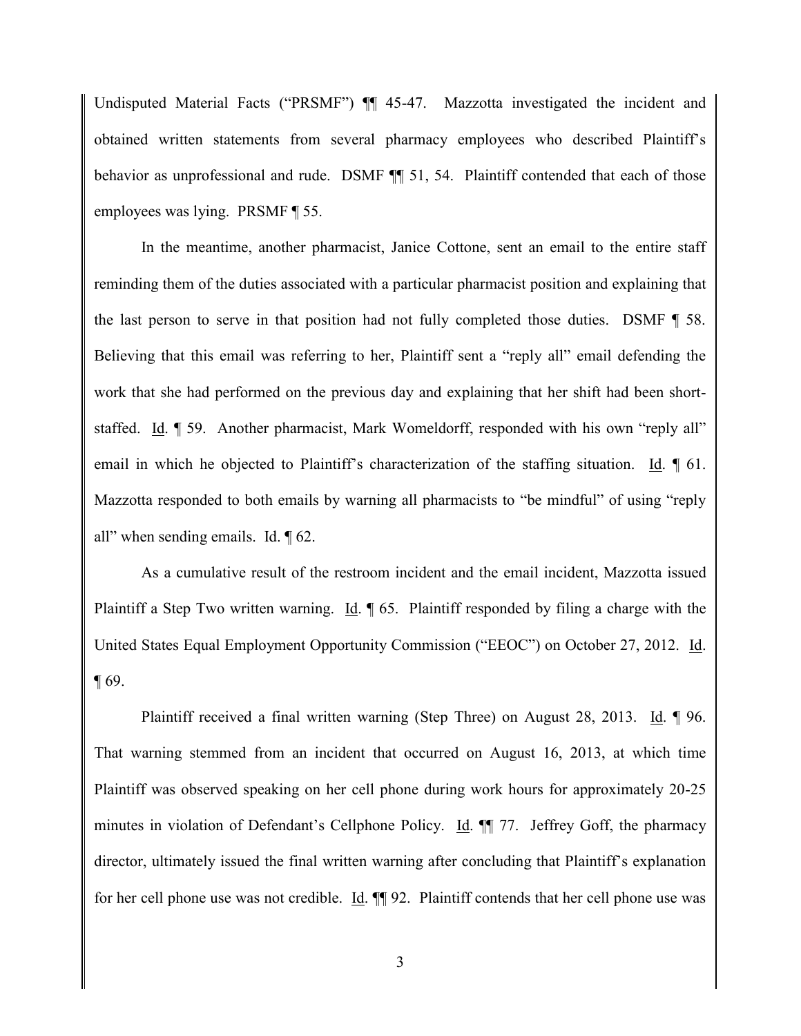Undisputed Material Facts ("PRSMF") ¶¶ 45-47. Mazzotta investigated the incident and obtained written statements from several pharmacy employees who described Plaintiff's behavior as unprofessional and rude. DSMF ¶¶ 51, 54. Plaintiff contended that each of those employees was lying. PRSMF ¶ 55.

In the meantime, another pharmacist, Janice Cottone, sent an email to the entire staff reminding them of the duties associated with a particular pharmacist position and explaining that the last person to serve in that position had not fully completed those duties. DSMF ¶ 58. Believing that this email was referring to her, Plaintiff sent a "reply all" email defending the work that she had performed on the previous day and explaining that her shift had been short-staffed. Id. ¶ 59. Another pharmacist, Mark Womeldorff, responded with his own "reply all" email in which he objected to Plaintiff's characterization of the staffing situation. Id. ¶ 61. Mazzotta responded to both emails by warning all pharmacists to "be mindful" of using "reply all" when sending emails. Id. ¶ 62.

As a cumulative result of the restroom incident and the email incident, Mazzotta issued Plaintiff a Step Two written warning. Id. ¶ 65. Plaintiff responded by filing a charge with the United States Equal Employment Opportunity Commission ("EEOC") on October 27, 2012. Id. ¶ 69.

Plaintiff received a final written warning (Step Three) on August 28, 2013. Id. ¶ 96. That warning stemmed from an incident that occurred on August 16, 2013, at which time Plaintiff was observed speaking on her cell phone during work hours for approximately 20-25 minutes in violation of Defendant's Cellphone Policy. Id. ¶¶ 77. Jeffrey Goff, the pharmacy director, ultimately issued the final written warning after concluding that Plaintiff's explanation for her cell phone use was not credible. Id. ¶¶ 92. Plaintiff contends that her cell phone use was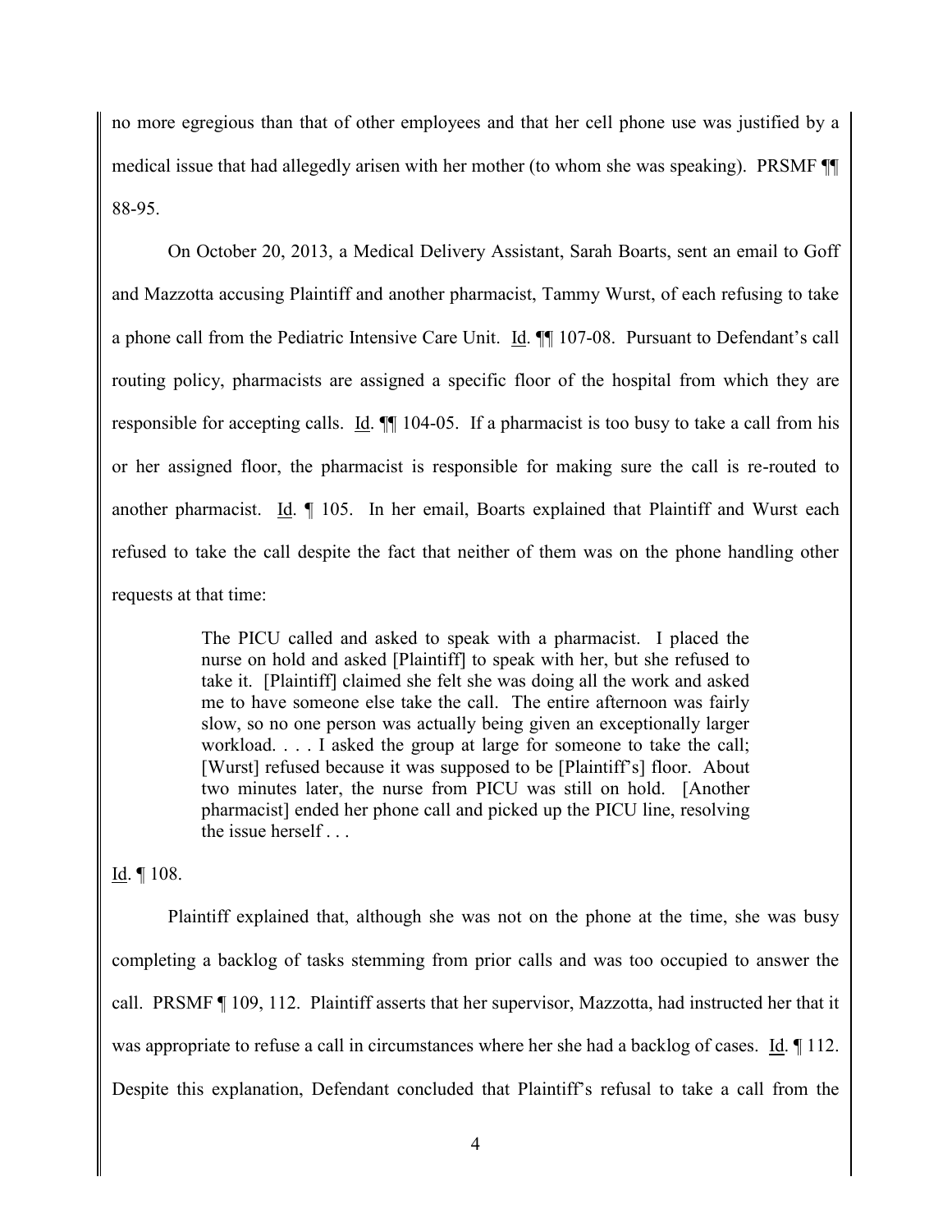no more egregious than that of other employees and that her cell phone use was justified by a medical issue that had allegedly arisen with her mother (to whom she was speaking). PRSMF ¶¶ 88-95.

On October 20, 2013, a Medical Delivery Assistant, Sarah Boarts, sent an email to Goff and Mazzotta accusing Plaintiff and another pharmacist, Tammy Wurst, of each refusing to take a phone call from the Pediatric Intensive Care Unit. Id. ¶¶ 107-08. Pursuant to Defendant's call routing policy, pharmacists are assigned a specific floor of the hospital from which they are responsible for accepting calls. Id. ¶¶ 104-05. If a pharmacist is too busy to take a call from his or her assigned floor, the pharmacist is responsible for making sure the call is re-routed to another pharmacist. Id. ¶ 105. In her email, Boarts explained that Plaintiff and Wurst each refused to take the call despite the fact that neither of them was on the phone handling other requests at that time:

> The PICU called and asked to speak with a pharmacist. I placed the nurse on hold and asked [Plaintiff] to speak with her, but she refused to take it. [Plaintiff] claimed she felt she was doing all the work and asked me to have someone else take the call. The entire afternoon was fairly slow, so no one person was actually being given an exceptionally larger workload. . . . I asked the group at large for someone to take the call; [Wurst] refused because it was supposed to be [Plaintiff's] floor. About two minutes later, the nurse from PICU was still on hold. [Another pharmacist] ended her phone call and picked up the PICU line, resolving the issue herself . . .

Id. ¶ 108.

Plaintiff explained that, although she was not on the phone at the time, she was busy completing a backlog of tasks stemming from prior calls and was too occupied to answer the call. PRSMF ¶ 109, 112. Plaintiff asserts that her supervisor, Mazzotta, had instructed her that it was appropriate to refuse a call in circumstances where her she had a backlog of cases. Id. ¶ 112. Despite this explanation, Defendant concluded that Plaintiff's refusal to take a call from the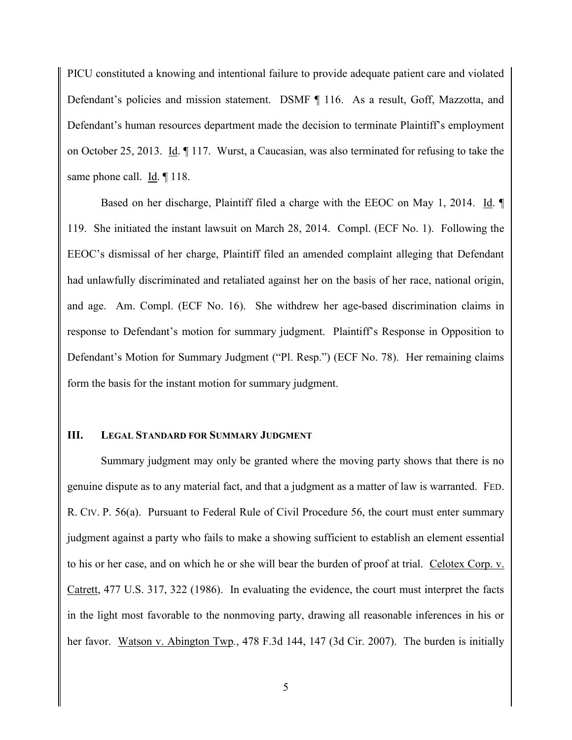PICU constituted a knowing and intentional failure to provide adequate patient care and violated Defendant's policies and mission statement. DSMF ¶ 116. As a result, Goff, Mazzotta, and Defendant's human resources department made the decision to terminate Plaintiff's employment on October 25, 2013. Id. ¶ 117. Wurst, a Caucasian, was also terminated for refusing to take the same phone call. Id. ¶ 118.

Based on her discharge, Plaintiff filed a charge with the EEOC on May 1, 2014. Id. ¶ 119. She initiated the instant lawsuit on March 28, 2014. Compl. (ECF No. 1). Following the EEOC's dismissal of her charge, Plaintiff filed an amended complaint alleging that Defendant had unlawfully discriminated and retaliated against her on the basis of her race, national origin, and age. Am. Compl. (ECF No. 16). She withdrew her age-based discrimination claims in response to Defendant's motion for summary judgment. Plaintiff's Response in Opposition to Defendant's Motion for Summary Judgment ("Pl. Resp.") (ECF No. 78). Her remaining claims form the basis for the instant motion for summary judgment.

### III. LEGAL STANDARD FOR SUMMARY JUDGMENT

Summary judgment may only be granted where the moving party shows that there is no genuine dispute as to any material fact, and that a judgment as a matter of law is warranted. FED. R. CIV. P. 56(a). Pursuant to Federal Rule of Civil Procedure 56, the court must enter summary judgment against a party who fails to make a showing sufficient to establish an element essential to his or her case, and on which he or she will bear the burden of proof at trial. Celotex Corp. v. Catrett, 477 U.S. 317, 322 (1986). In evaluating the evidence, the court must interpret the facts in the light most favorable to the nonmoving party, drawing all reasonable inferences in his or her favor. Watson v. Abington Twp., 478 F.3d 144, 147 (3d Cir. 2007). The burden is initially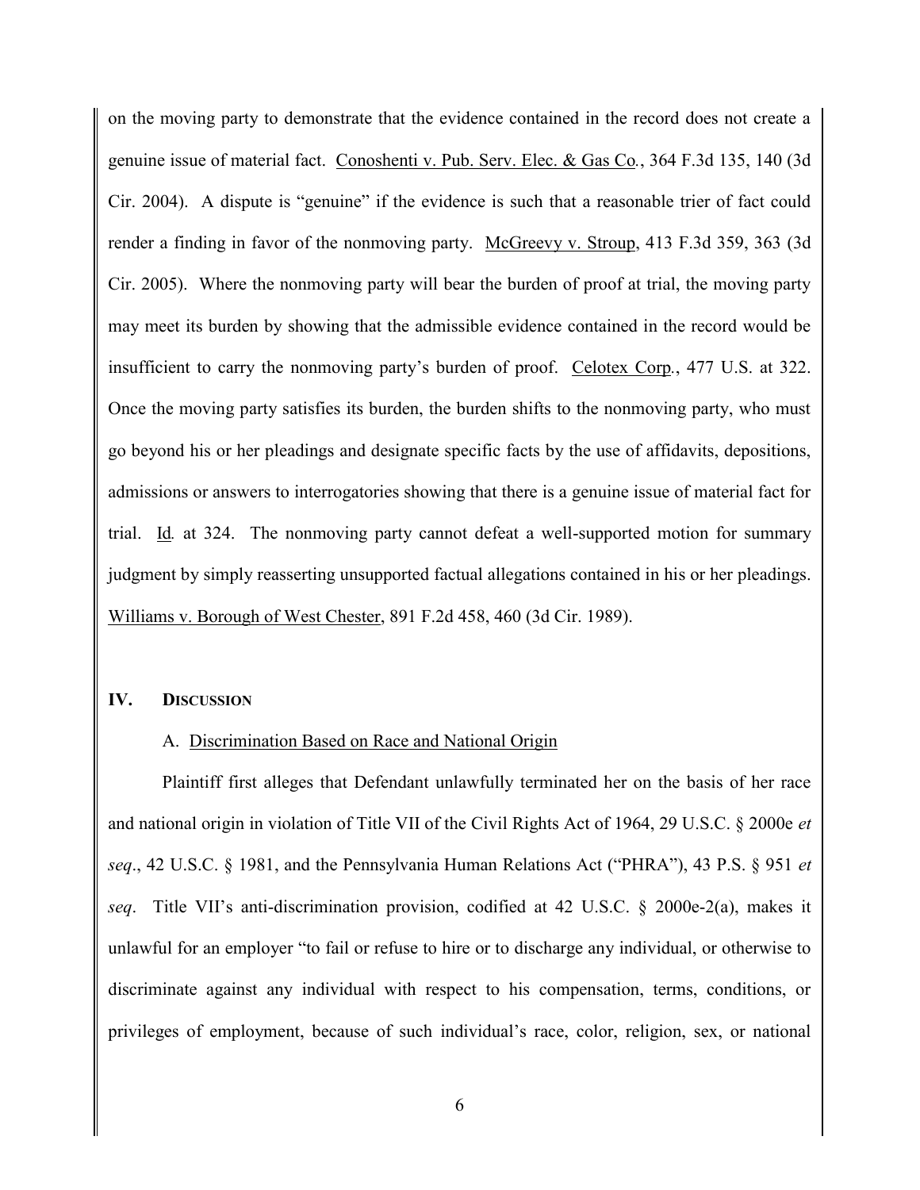on the moving party to demonstrate that the evidence contained in the record does not create a genuine issue of material fact. Conoshenti v. Pub. Serv. Elec. & Gas Co., 364 F.3d 135, 140 (3d Cir. 2004). A dispute is "genuine" if the evidence is such that a reasonable trier of fact could render a finding in favor of the nonmoving party. McGreevy v. Stroup, 413 F.3d 359, 363 (3d Cir. 2005). Where the nonmoving party will bear the burden of proof at trial, the moving party may meet its burden by showing that the admissible evidence contained in the record would be insufficient to carry the nonmoving party's burden of proof. Celotex Corp., 477 U.S. at 322. Once the moving party satisfies its burden, the burden shifts to the nonmoving party, who must go beyond his or her pleadings and designate specific facts by the use of affidavits, depositions, admissions or answers to interrogatories showing that there is a genuine issue of material fact for trial. Id. at 324. The nonmoving party cannot defeat a well-supported motion for summary judgment by simply reasserting unsupported factual allegations contained in his or her pleadings. Williams v. Borough of West Chester, 891 F.2d 458, 460 (3d Cir. 1989).

## IV. DISCUSSION

### A. Discrimination Based on Race and National Origin

Plaintiff first alleges that Defendant unlawfully terminated her on the basis of her race and national origin in violation of Title VII of the Civil Rights Act of 1964, 29 U.S.C. § 2000e *et seq*., 42 U.S.C. § 1981, and the Pennsylvania Human Relations Act ("PHRA"), 43 P.S. § 951 *et seq*. Title VII's anti-discrimination provision, codified at 42 U.S.C. § 2000e-2(a), makes it unlawful for an employer "to fail or refuse to hire or to discharge any individual, or otherwise to discriminate against any individual with respect to his compensation, terms, conditions, or privileges of employment, because of such individual's race, color, religion, sex, or national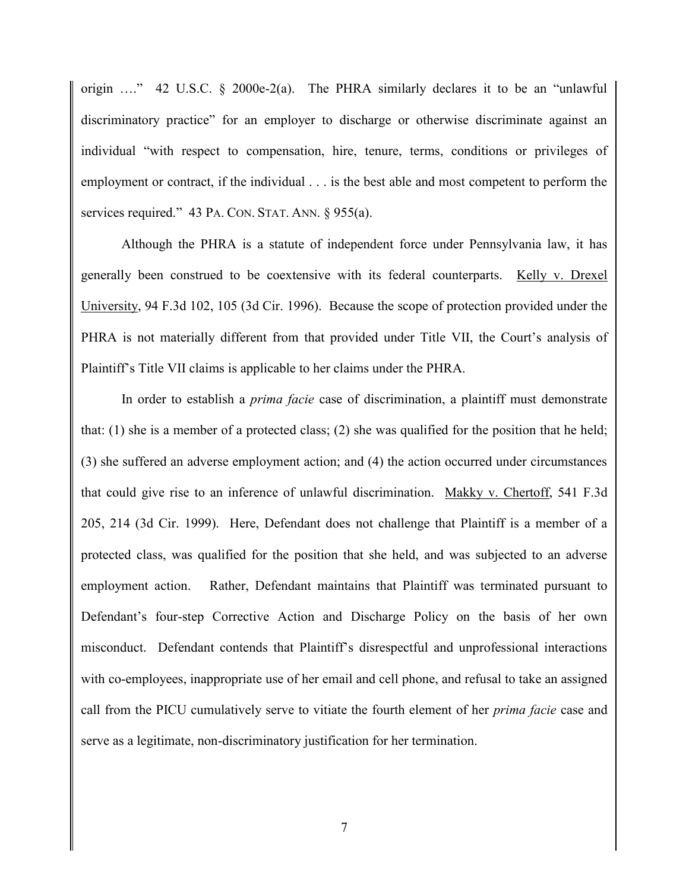origin …." 42 U.S.C. § 2000e-2(a). The PHRA similarly declares it to be an "unlawful discriminatory practice" for an employer to discharge or otherwise discriminate against an individual "with respect to compensation, hire, tenure, terms, conditions or privileges of employment or contract, if the individual . . . is the best able and most competent to perform the services required." 43 PA. CON. STAT. ANN. § 955(a).

Although the PHRA is a statute of independent force under Pennsylvania law, it has generally been construed to be coextensive with its federal counterparts. Kelly v. Drexel University, 94 F.3d 102, 105 (3d Cir. 1996). Because the scope of protection provided under the PHRA is not materially different from that provided under Title VII, the Court's analysis of Plaintiff's Title VII claims is applicable to her claims under the PHRA.

In order to establish a *prima facie* case of discrimination, a plaintiff must demonstrate that: (1) she is a member of a protected class; (2) she was qualified for the position that he held; (3) she suffered an adverse employment action; and (4) the action occurred under circumstances that could give rise to an inference of unlawful discrimination. Makky v. Chertoff, 541 F.3d 205, 214 (3d Cir. 1999). Here, Defendant does not challenge that Plaintiff is a member of a protected class, was qualified for the position that she held, and was subjected to an adverse employment action. Rather, Defendant maintains that Plaintiff was terminated pursuant to Defendant's four-step Corrective Action and Discharge Policy on the basis of her own misconduct. Defendant contends that Plaintiff's disrespectful and unprofessional interactions with co-employees, inappropriate use of her email and cell phone, and refusal to take an assigned call from the PICU cumulatively serve to vitiate the fourth element of her *prima facie* case and serve as a legitimate, non-discriminatory justification for her termination.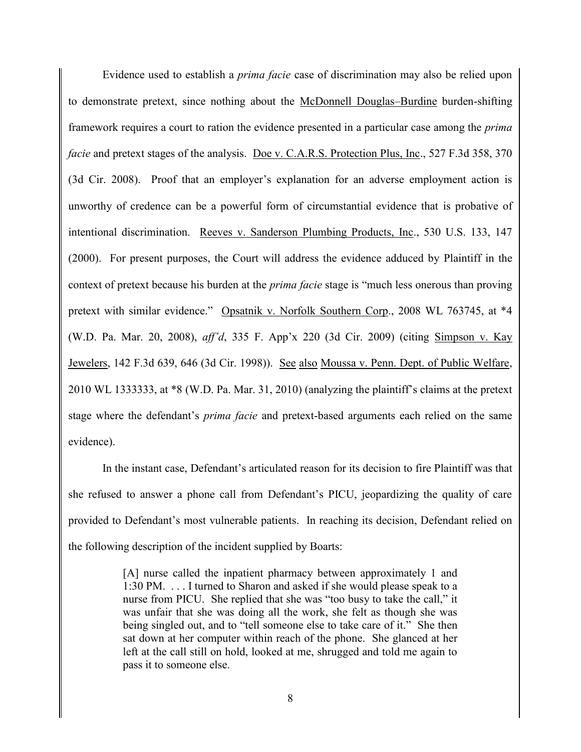Evidence used to establish a *prima facie* case of discrimination may also be relied upon to demonstrate pretext, since nothing about the McDonnell Douglas–Burdine burden-shifting framework requires a court to ration the evidence presented in a particular case among the *prima facie* and pretext stages of the analysis. Doe v. C.A.R.S. Protection Plus, Inc., 527 F.3d 358, 370 (3d Cir. 2008). Proof that an employer's explanation for an adverse employment action is unworthy of credence can be a powerful form of circumstantial evidence that is probative of intentional discrimination. Reeves v. Sanderson Plumbing Products, Inc., 530 U.S. 133, 147 (2000). For present purposes, the Court will address the evidence adduced by Plaintiff in the context of pretext because his burden at the *prima facie* stage is "much less onerous than proving pretext with similar evidence." Opsatnik v. Norfolk Southern Corp., 2008 WL 763745, at *4 (W.D. Pa. Mar. 20, 2008), *aff'd*, 335 F. App'x 220 (3d Cir. 2009) (citing Simpson v. Kay Jewelers, 142 F.3d 639, 646 (3d Cir. 1998)). See also Moussa v. Penn. Dept. of Public Welfare, 2010 WL 1333333, at *8 (W.D. Pa. Mar. 31, 2010) (analyzing the plaintiff's claims at the pretext stage where the defendant's *prima facie* and pretext-based arguments each relied on the same evidence).

In the instant case, Defendant's articulated reason for its decision to fire Plaintiff was that she refused to answer a phone call from Defendant's PICU, jeopardizing the quality of care provided to Defendant's most vulnerable patients. In reaching its decision, Defendant relied on the following description of the incident supplied by Boarts:

> [A] nurse called the inpatient pharmacy between approximately 1 and 1:30 PM. . . . I turned to Sharon and asked if she would please speak to a nurse from PICU. She replied that she was "too busy to take the call," it was unfair that she was doing all the work, she felt as though she was being singled out, and to "tell someone else to take care of it." She then sat down at her computer within reach of the phone. She glanced at her left at the call still on hold, looked at me, shrugged and told me again to pass it to someone else.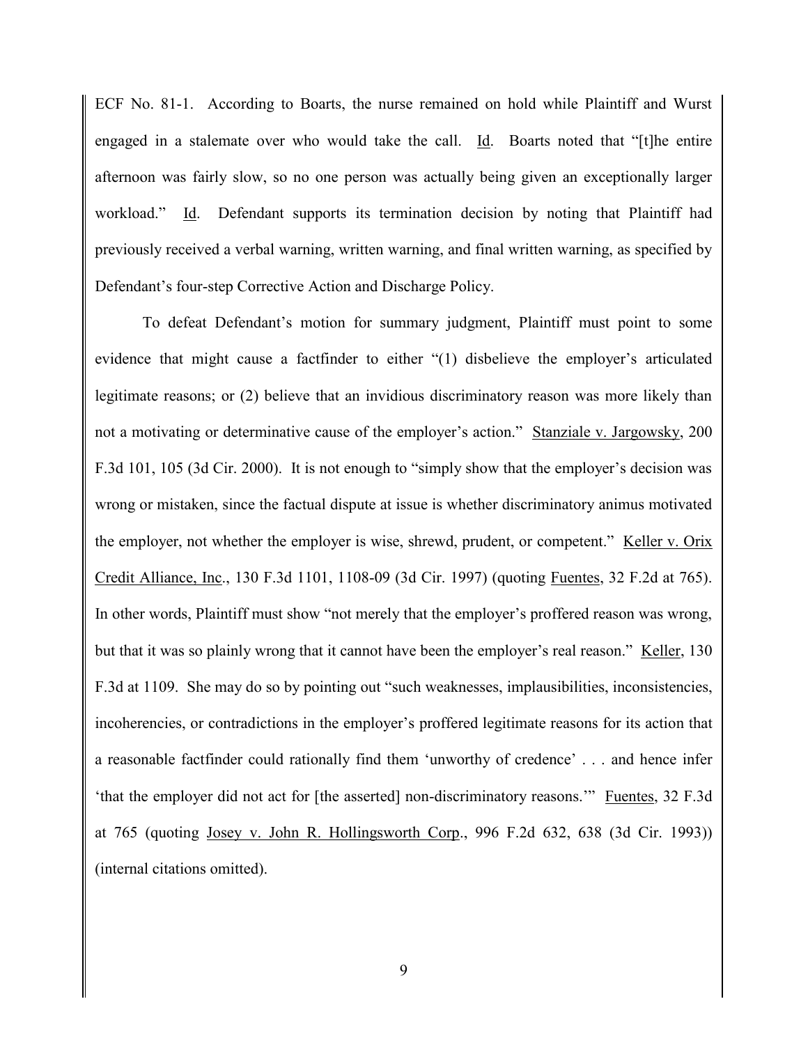ECF No. 81-1. According to Boarts, the nurse remained on hold while Plaintiff and Wurst engaged in a stalemate over who would take the call. Id. Boarts noted that "[t]he entire afternoon was fairly slow, so no one person was actually being given an exceptionally larger workload." Id. Defendant supports its termination decision by noting that Plaintiff had previously received a verbal warning, written warning, and final written warning, as specified by Defendant's four-step Corrective Action and Discharge Policy.

To defeat Defendant's motion for summary judgment, Plaintiff must point to some evidence that might cause a factfinder to either "(1) disbelieve the employer's articulated legitimate reasons; or (2) believe that an invidious discriminatory reason was more likely than not a motivating or determinative cause of the employer's action." Stanziale v. Jargowsky, 200 F.3d 101, 105 (3d Cir. 2000). It is not enough to "simply show that the employer's decision was wrong or mistaken, since the factual dispute at issue is whether discriminatory animus motivated the employer, not whether the employer is wise, shrewd, prudent, or competent." Keller v. Orix Credit Alliance, Inc., 130 F.3d 1101, 1108-09 (3d Cir. 1997) (quoting Fuentes, 32 F.2d at 765). In other words, Plaintiff must show "not merely that the employer's proffered reason was wrong, but that it was so plainly wrong that it cannot have been the employer's real reason." Keller, 130 F.3d at 1109. She may do so by pointing out "such weaknesses, implausibilities, inconsistencies, incoherencies, or contradictions in the employer's proffered legitimate reasons for its action that a reasonable factfinder could rationally find them 'unworthy of credence' . . . and hence infer 'that the employer did not act for [the asserted] non-discriminatory reasons.'" Fuentes, 32 F.3d at 765 (quoting Josey v. John R. Hollingsworth Corp., 996 F.2d 632, 638 (3d Cir. 1993)) (internal citations omitted).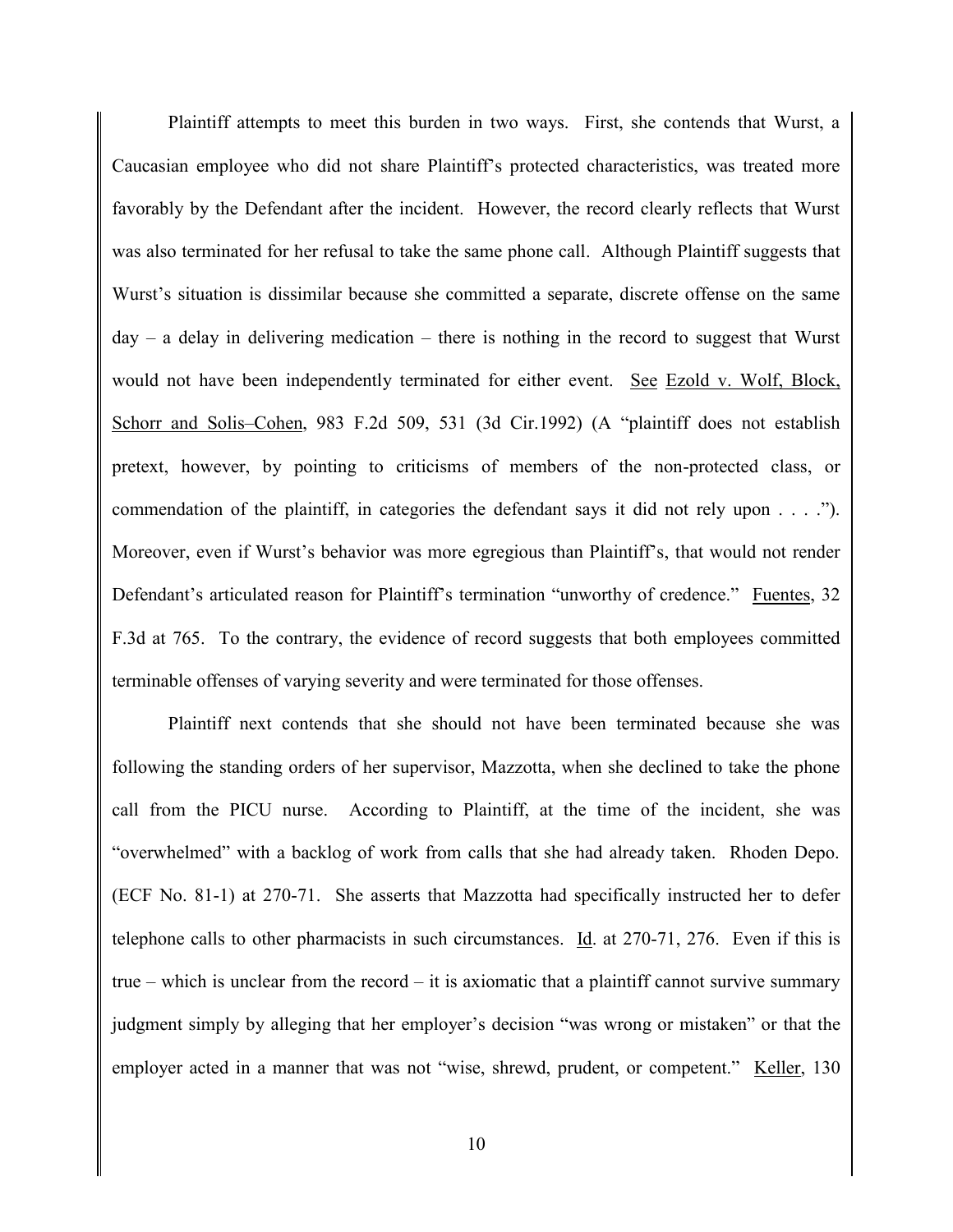Plaintiff attempts to meet this burden in two ways. First, she contends that Wurst, a Caucasian employee who did not share Plaintiff's protected characteristics, was treated more favorably by the Defendant after the incident. However, the record clearly reflects that Wurst was also terminated for her refusal to take the same phone call. Although Plaintiff suggests that Wurst's situation is dissimilar because she committed a separate, discrete offense on the same day – a delay in delivering medication – there is nothing in the record to suggest that Wurst would not have been independently terminated for either event. See Ezold v. Wolf, Block, Schorr and Solis–Cohen, 983 F.2d 509, 531 (3d Cir.1992) (A "plaintiff does not establish pretext, however, by pointing to criticisms of members of the non-protected class, or commendation of the plaintiff, in categories the defendant says it did not rely upon . . . ."). Moreover, even if Wurst's behavior was more egregious than Plaintiff's, that would not render Defendant's articulated reason for Plaintiff's termination "unworthy of credence." Fuentes, 32 F.3d at 765. To the contrary, the evidence of record suggests that both employees committed terminable offenses of varying severity and were terminated for those offenses.

Plaintiff next contends that she should not have been terminated because she was following the standing orders of her supervisor, Mazzotta, when she declined to take the phone call from the PICU nurse. According to Plaintiff, at the time of the incident, she was "overwhelmed" with a backlog of work from calls that she had already taken. Rhoden Depo. (ECF No. 81-1) at 270-71. She asserts that Mazzotta had specifically instructed her to defer telephone calls to other pharmacists in such circumstances. Id. at 270-71, 276. Even if this is true – which is unclear from the record – it is axiomatic that a plaintiff cannot survive summary judgment simply by alleging that her employer's decision "was wrong or mistaken" or that the employer acted in a manner that was not "wise, shrewd, prudent, or competent." Keller, 130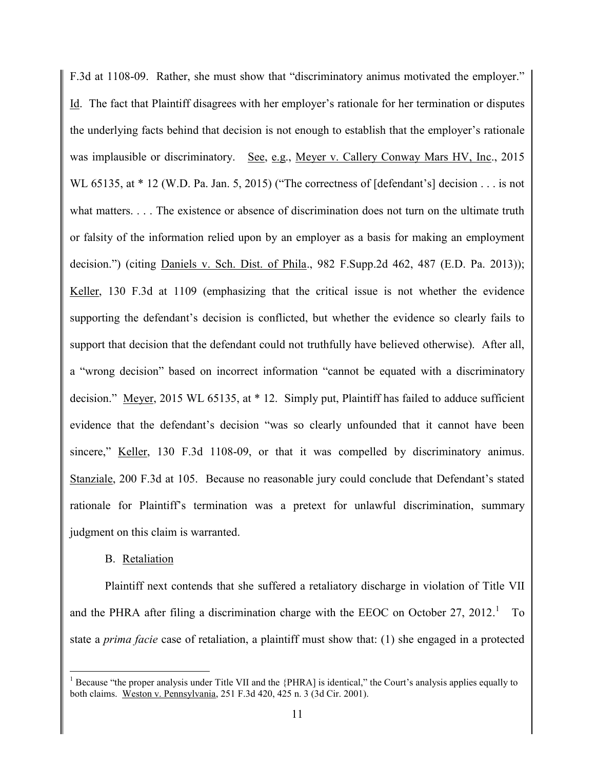F.3d at 1108-09. Rather, she must show that "discriminatory animus motivated the employer." Id. The fact that Plaintiff disagrees with her employer's rationale for her termination or disputes the underlying facts behind that decision is not enough to establish that the employer's rationale was implausible or discriminatory. See, e.g., Meyer v. Callery Conway Mars HV, Inc., 2015 WL 65135, at * 12 (W.D. Pa. Jan. 5, 2015) ("The correctness of [defendant's] decision . . . is not what matters. . . . The existence or absence of discrimination does not turn on the ultimate truth or falsity of the information relied upon by an employer as a basis for making an employment decision.") (citing Daniels v. Sch. Dist. of Phila., 982 F.Supp.2d 462, 487 (E.D. Pa. 2013)); Keller, 130 F.3d at 1109 (emphasizing that the critical issue is not whether the evidence supporting the defendant's decision is conflicted, but whether the evidence so clearly fails to support that decision that the defendant could not truthfully have believed otherwise). After all, a "wrong decision" based on incorrect information "cannot be equated with a discriminatory decision." Meyer, 2015 WL 65135, at * 12. Simply put, Plaintiff has failed to adduce sufficient evidence that the defendant's decision "was so clearly unfounded that it cannot have been sincere," Keller, 130 F.3d 1108-09, or that it was compelled by discriminatory animus. Stanziale, 200 F.3d at 105. Because no reasonable jury could conclude that Defendant's stated rationale for Plaintiff's termination was a pretext for unlawful discrimination, summary judgment on this claim is warranted.

B. Retaliation

Plaintiff next contends that she suffered a retaliatory discharge in violation of Title VII and the PHRA after filing a discrimination charge with the EEOC on October 27, 2012.[1] To state a *prima facie* case of retaliation, a plaintiff must show that: (1) she engaged in a protected

[1] Because "the proper analysis under Title VII and the {PHRA] is identical," the Court's analysis applies equally to both claims. Weston v. Pennsylvania, 251 F.3d 420, 425 n. 3 (3d Cir. 2001).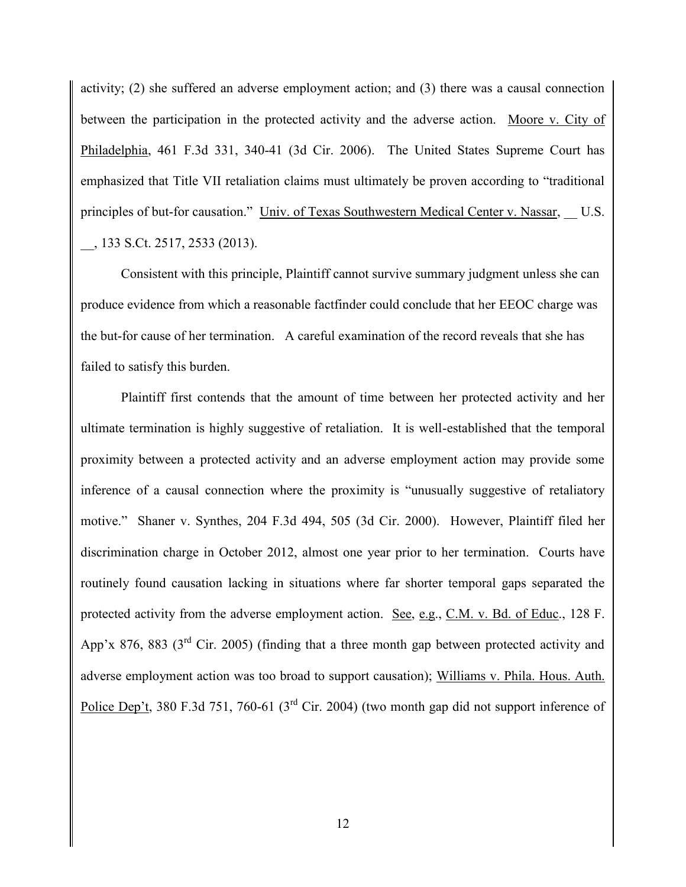activity; (2) she suffered an adverse employment action; and (3) there was a causal connection between the participation in the protected activity and the adverse action. Moore v. City of Philadelphia, 461 F.3d 331, 340-41 (3d Cir. 2006). The United States Supreme Court has emphasized that Title VII retaliation claims must ultimately be proven according to "traditional principles of but-for causation." Univ. of Texas Southwestern Medical Center v. Nassar, __ U.S. __, 133 S.Ct. 2517, 2533 (2013).

Consistent with this principle, Plaintiff cannot survive summary judgment unless she can produce evidence from which a reasonable factfinder could conclude that her EEOC charge was the but-for cause of her termination. A careful examination of the record reveals that she has failed to satisfy this burden.

Plaintiff first contends that the amount of time between her protected activity and her ultimate termination is highly suggestive of retaliation. It is well-established that the temporal proximity between a protected activity and an adverse employment action may provide some inference of a causal connection where the proximity is "unusually suggestive of retaliatory motive." Shaner v. Synthes, 204 F.3d 494, 505 (3d Cir. 2000). However, Plaintiff filed her discrimination charge in October 2012, almost one year prior to her termination. Courts have routinely found causation lacking in situations where far shorter temporal gaps separated the protected activity from the adverse employment action. See, e.g., C.M. v. Bd. of Educ., 128 F. App'x 876, 883 (3rd Cir. 2005) (finding that a three month gap between protected activity and adverse employment action was too broad to support causation); Williams v. Phila. Hous. Auth. Police Dep't, 380 F.3d 751, 760-61 (3rd Cir. 2004) (two month gap did not support inference of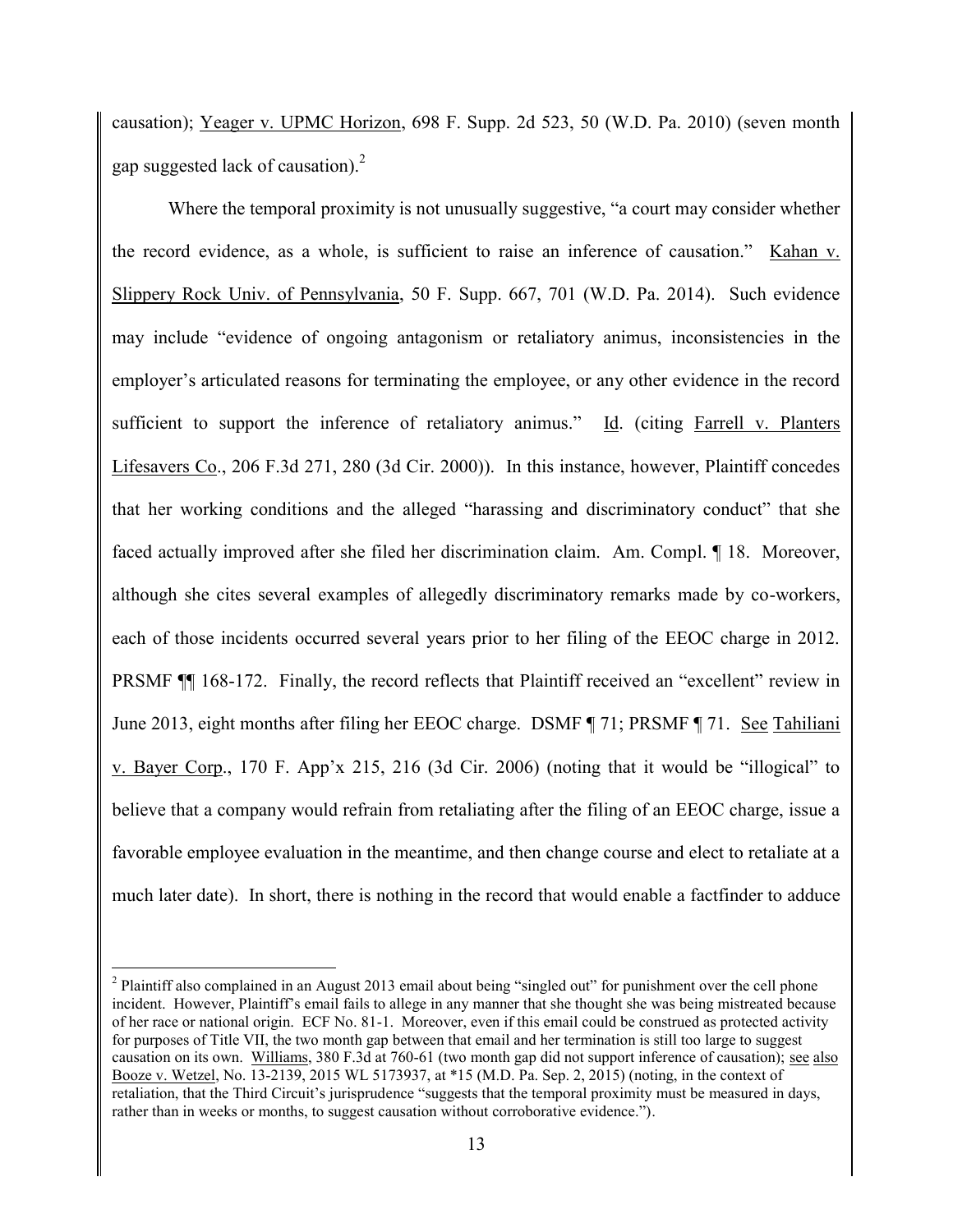causation); Yeager v. UPMC Horizon, 698 F. Supp. 2d 523, 50 (W.D. Pa. 2010) (seven month gap suggested lack of causation).[2]

Where the temporal proximity is not unusually suggestive, "a court may consider whether the record evidence, as a whole, is sufficient to raise an inference of causation." Kahan v. Slippery Rock Univ. of Pennsylvania, 50 F. Supp. 667, 701 (W.D. Pa. 2014). Such evidence may include "evidence of ongoing antagonism or retaliatory animus, inconsistencies in the employer's articulated reasons for terminating the employee, or any other evidence in the record sufficient to support the inference of retaliatory animus." Id. (citing Farrell v. Planters Lifesavers Co., 206 F.3d 271, 280 (3d Cir. 2000)). In this instance, however, Plaintiff concedes that her working conditions and the alleged "harassing and discriminatory conduct" that she faced actually improved after she filed her discrimination claim. Am. Compl. ¶ 18. Moreover, although she cites several examples of allegedly discriminatory remarks made by co-workers, each of those incidents occurred several years prior to her filing of the EEOC charge in 2012. PRSMF ¶¶ 168-172. Finally, the record reflects that Plaintiff received an "excellent" review in June 2013, eight months after filing her EEOC charge. DSMF ¶ 71; PRSMF ¶ 71. See Tahiliani v. Bayer Corp., 170 F. App'x 215, 216 (3d Cir. 2006) (noting that it would be "illogical" to believe that a company would refrain from retaliating after the filing of an EEOC charge, issue a favorable employee evaluation in the meantime, and then change course and elect to retaliate at a much later date). In short, there is nothing in the record that would enable a factfinder to adduce

---

[2] Plaintiff also complained in an August 2013 email about being "singled out" for punishment over the cell phone incident. However, Plaintiff's email fails to allege in any manner that she thought she was being mistreated because of her race or national origin. ECF No. 81-1. Moreover, even if this email could be construed as protected activity for purposes of Title VII, the two month gap between that email and her termination is still too large to suggest causation on its own. Williams, 380 F.3d at 760-61 (two month gap did not support inference of causation); see also Booze v. Wetzel, No. 13-2139, 2015 WL 5173937, at *15 (M.D. Pa. Sep. 2, 2015) (noting, in the context of retaliation, that the Third Circuit's jurisprudence "suggests that the temporal proximity must be measured in days, rather than in weeks or months, to suggest causation without corroborative evidence.").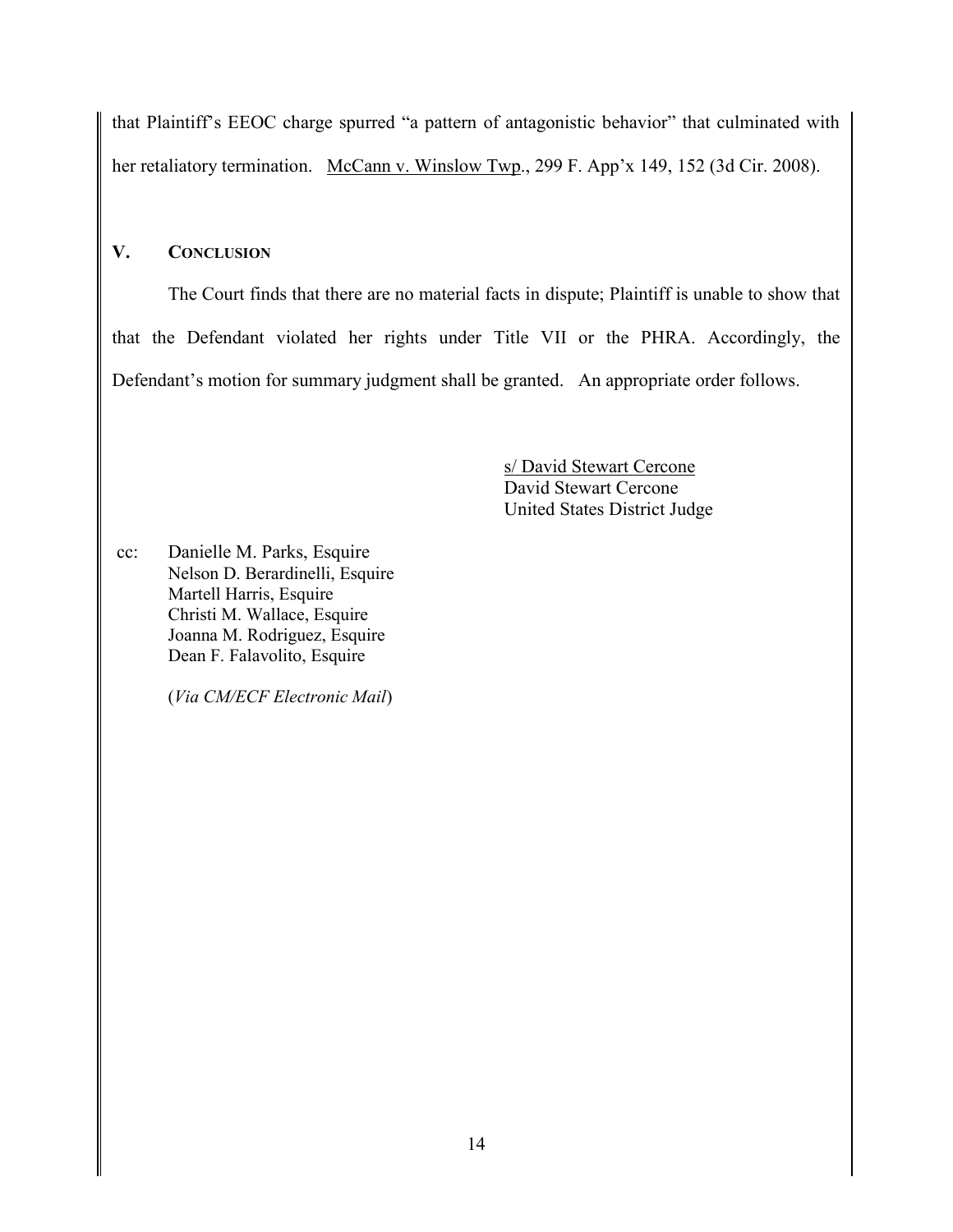that Plaintiff's EEOC charge spurred "a pattern of antagonistic behavior" that culminated with her retaliatory termination. McCann v. Winslow Twp., 299 F. App'x 149, 152 (3d Cir. 2008).

## V. CONCLUSION

The Court finds that there are no material facts in dispute; Plaintiff is unable to show that that the Defendant violated her rights under Title VII or the PHRA. Accordingly, the Defendant's motion for summary judgment shall be granted. An appropriate order follows.

s/ David Stewart Cercone
David Stewart Cercone
United States District Judge

cc: Danielle M. Parks, Esquire
Nelson D. Berardinelli, Esquire
Martell Harris, Esquire
Christi M. Wallace, Esquire
Joanna M. Rodriguez, Esquire
Dean F. Falavolito, Esquire

(*Via CM/ECF Electronic Mail*)